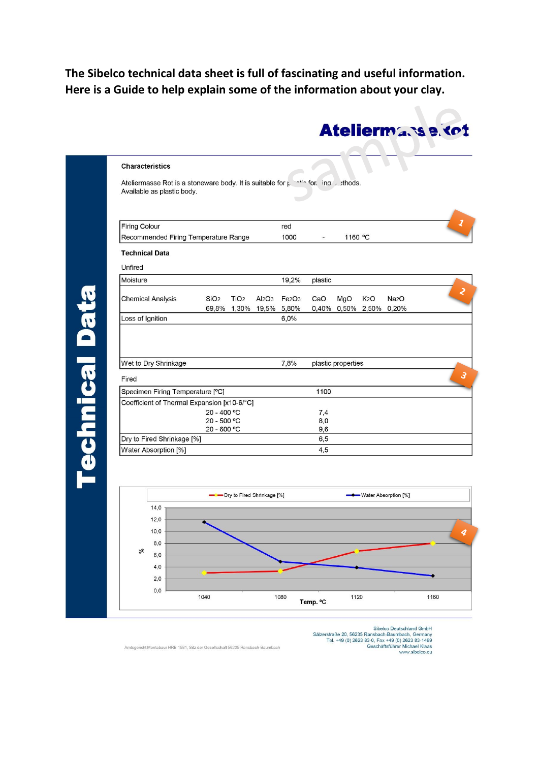**The Sibelco technical data sheet is full of fascinating and useful information. Here is a Guide to help explain some of the information about your clay.**

# Ateliermasse Rot

sample

## Technical Data

### Characteristics

Ateliermasse Rot is a stoneware body. It is suitable for plastic forming methods.
Available as plastic body.

1

| Firing Colour | red | | |
|---|---|---|---|
| Recommended Firing Temperature Range | 1000 | - | 1160 °C |

### Technical Data

Unfired

2

| Moisture | 19,2% | plastic | | | | | | |
|---|---|---|---|---|---|---|---|---|
| Chemical Analysis | $SiO_2$ | $TiO_2$ | $Al_2O_3$ | $Fe_2O_3$ | CaO | MgO | $K_2O$ | $Na_2O$ |
| | 69,8% | 1,30% | 19,5% | 5,80% | 0,40% | 0,50% | 2,50% | 0,20% |
| Loss of Ignition | 6,0% | | | | | | | |
| Wet to Dry Shrinkage | 7,8% | plastic properties | | | | | | |

3

Fired

| Specimen Firing Temperature [°C] | | 1100 |
|---|---|---|
| Coefficient of Thermal Expansion [x10-6/°C] | | |
| | 20 - 400 °C | 7,4 |
| | 20 - 500 °C | 8,0 |
| | 20 - 600 °C | 9,6 |
| Dry to Fired Shrinkage [%] | | 6,5 |
| Water Absorption [%] | | 4,5 |

4

Dry to Fired Shrinkage [%] — Water Absorption [%]

| Temp. °C | 1040 | 1080 | 1120 | 1160 |
|---|---|---|---|---|
| Dry to Fired Shrinkage [%] | ~3,0 | ~3,3 | ~6,7 | ~8,0 |
| Water Absorption [%] | ~11,5 | ~4,9 | ~3,9 | ~2,5 |

Sibelco Deutschland GmbH
Sälzerstraße 20, 56235 Ransbach-Baumbach, Germany
Tel. +49 (0) 2623 83-0, Fax +49 (0) 2623 83-1499
Geschäftsführer Michael Klaas
www.sibelco.eu

Amtsgericht Montabaur HRB 1581, Sitz der Gesellschaft 56235 Ransbach-Baumbach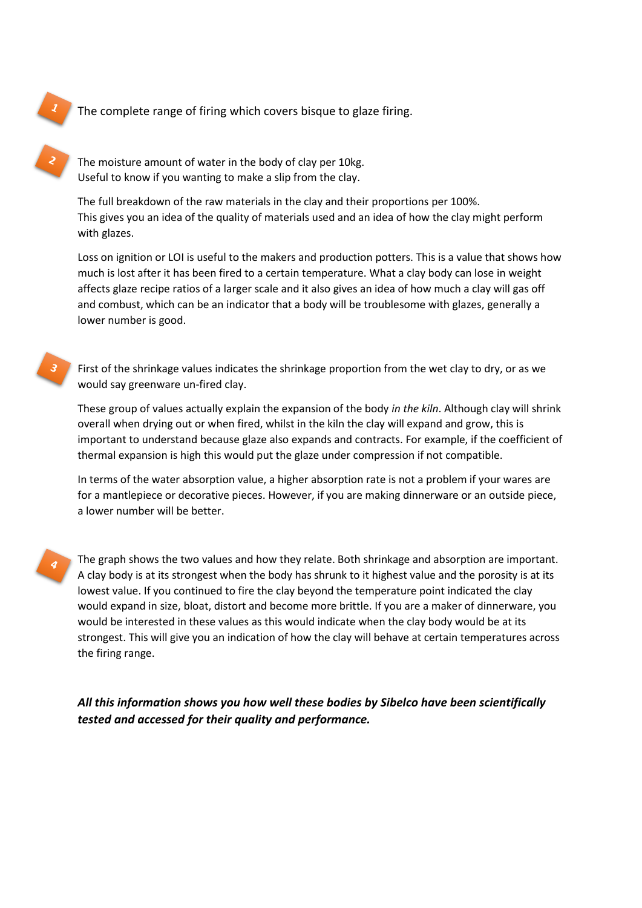1

The complete range of firing which covers bisque to glaze firing.

2

The moisture amount of water in the body of clay per 10kg.
Useful to know if you wanting to make a slip from the clay.

The full breakdown of the raw materials in the clay and their proportions per 100%.
This gives you an idea of the quality of materials used and an idea of how the clay might perform with glazes.

Loss on ignition or LOI is useful to the makers and production potters. This is a value that shows how much is lost after it has been fired to a certain temperature. What a clay body can lose in weight affects glaze recipe ratios of a larger scale and it also gives an idea of how much a clay will gas off and combust, which can be an indicator that a body will be troublesome with glazes, generally a lower number is good.

3

First of the shrinkage values indicates the shrinkage proportion from the wet clay to dry, or as we would say greenware un-fired clay.

These group of values actually explain the expansion of the body *in the kiln*. Although clay will shrink overall when drying out or when fired, whilst in the kiln the clay will expand and grow, this is important to understand because glaze also expands and contracts. For example, if the coefficient of thermal expansion is high this would put the glaze under compression if not compatible.

In terms of the water absorption value, a higher absorption rate is not a problem if your wares are for a mantlepiece or decorative pieces. However, if you are making dinnerware or an outside piece, a lower number will be better.

4

The graph shows the two values and how they relate. Both shrinkage and absorption are important. A clay body is at its strongest when the body has shrunk to it highest value and the porosity is at its lowest value. If you continued to fire the clay beyond the temperature point indicated the clay would expand in size, bloat, distort and become more brittle. If you are a maker of dinnerware, you would be interested in these values as this would indicate when the clay body would be at its strongest. This will give you an indication of how the clay will behave at certain temperatures across the firing range.

***All this information shows you how well these bodies by Sibelco have been scientifically tested and accessed for their quality and performance.***